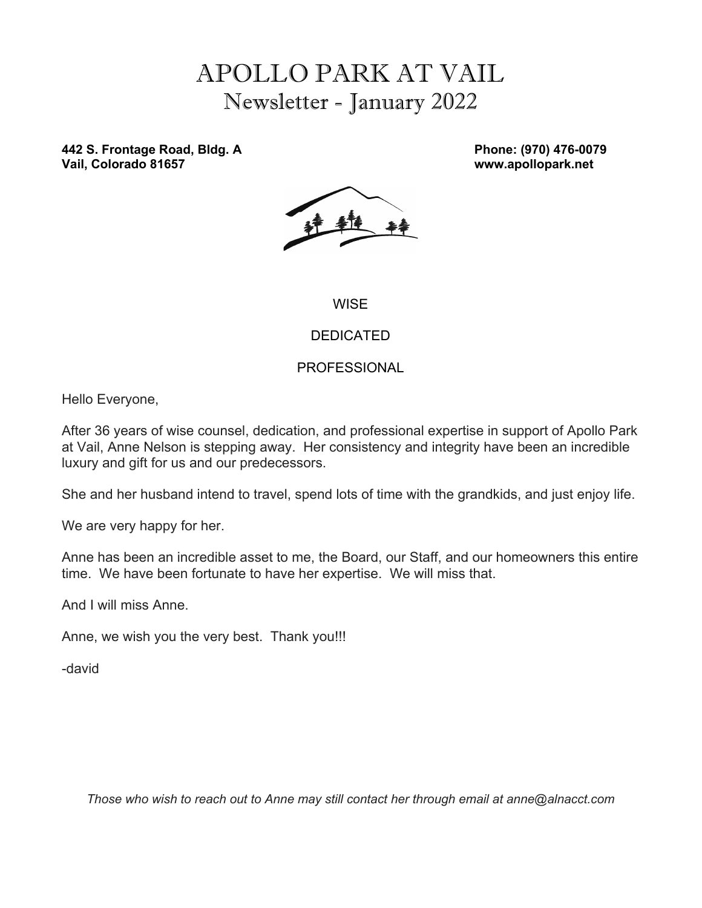# APOLLO PARK AT VAIL
## Newsletter - January 2022

**442 S. Frontage Road, Bldg. A**
**Vail, Colorado 81657**

**Phone: (970) 476-0079**
**www.apollopark.net**

WISE

DEDICATED

PROFESSIONAL

Hello Everyone,

After 36 years of wise counsel, dedication, and professional expertise in support of Apollo Park at Vail, Anne Nelson is stepping away. Her consistency and integrity have been an incredible luxury and gift for us and our predecessors.

She and her husband intend to travel, spend lots of time with the grandkids, and just enjoy life.

We are very happy for her.

Anne has been an incredible asset to me, the Board, our Staff, and our homeowners this entire time. We have been fortunate to have her expertise. We will miss that.

And I will miss Anne.

Anne, we wish you the very best. Thank you!!!

-david

*Those who wish to reach out to Anne may still contact her through email at anne@alnacct.com*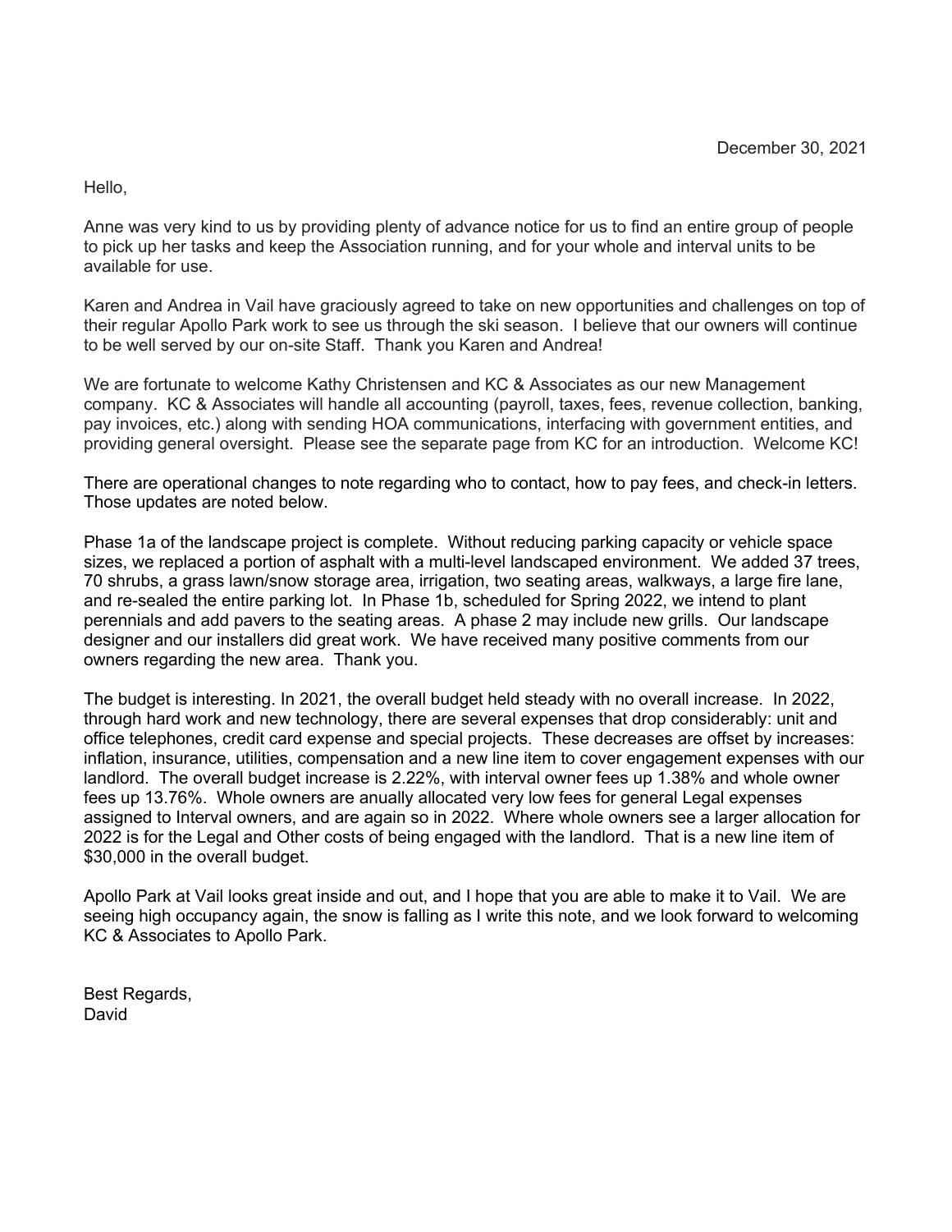December 30, 2021

Hello,

Anne was very kind to us by providing plenty of advance notice for us to find an entire group of people to pick up her tasks and keep the Association running, and for your whole and interval units to be available for use.

Karen and Andrea in Vail have graciously agreed to take on new opportunities and challenges on top of their regular Apollo Park work to see us through the ski season. I believe that our owners will continue to be well served by our on-site Staff. Thank you Karen and Andrea!

We are fortunate to welcome Kathy Christensen and KC & Associates as our new Management company. KC & Associates will handle all accounting (payroll, taxes, fees, revenue collection, banking, pay invoices, etc.) along with sending HOA communications, interfacing with government entities, and providing general oversight. Please see the separate page from KC for an introduction. Welcome KC!

There are operational changes to note regarding who to contact, how to pay fees, and check-in letters. Those updates are noted below.

Phase 1a of the landscape project is complete. Without reducing parking capacity or vehicle space sizes, we replaced a portion of asphalt with a multi-level landscaped environment. We added 37 trees, 70 shrubs, a grass lawn/snow storage area, irrigation, two seating areas, walkways, a large fire lane, and re-sealed the entire parking lot. In Phase 1b, scheduled for Spring 2022, we intend to plant perennials and add pavers to the seating areas. A phase 2 may include new grills. Our landscape designer and our installers did great work. We have received many positive comments from our owners regarding the new area. Thank you.

The budget is interesting. In 2021, the overall budget held steady with no overall increase. In 2022, through hard work and new technology, there are several expenses that drop considerably: unit and office telephones, credit card expense and special projects. These decreases are offset by increases: inflation, insurance, utilities, compensation and a new line item to cover engagement expenses with our landlord. The overall budget increase is 2.22%, with interval owner fees up 1.38% and whole owner fees up 13.76%. Whole owners are anually allocated very low fees for general Legal expenses assigned to Interval owners, and are again so in 2022. Where whole owners see a larger allocation for 2022 is for the Legal and Other costs of being engaged with the landlord. That is a new line item of $30,000 in the overall budget.

Apollo Park at Vail looks great inside and out, and I hope that you are able to make it to Vail. We are seeing high occupancy again, the snow is falling as I write this note, and we look forward to welcoming KC & Associates to Apollo Park.

Best Regards,
David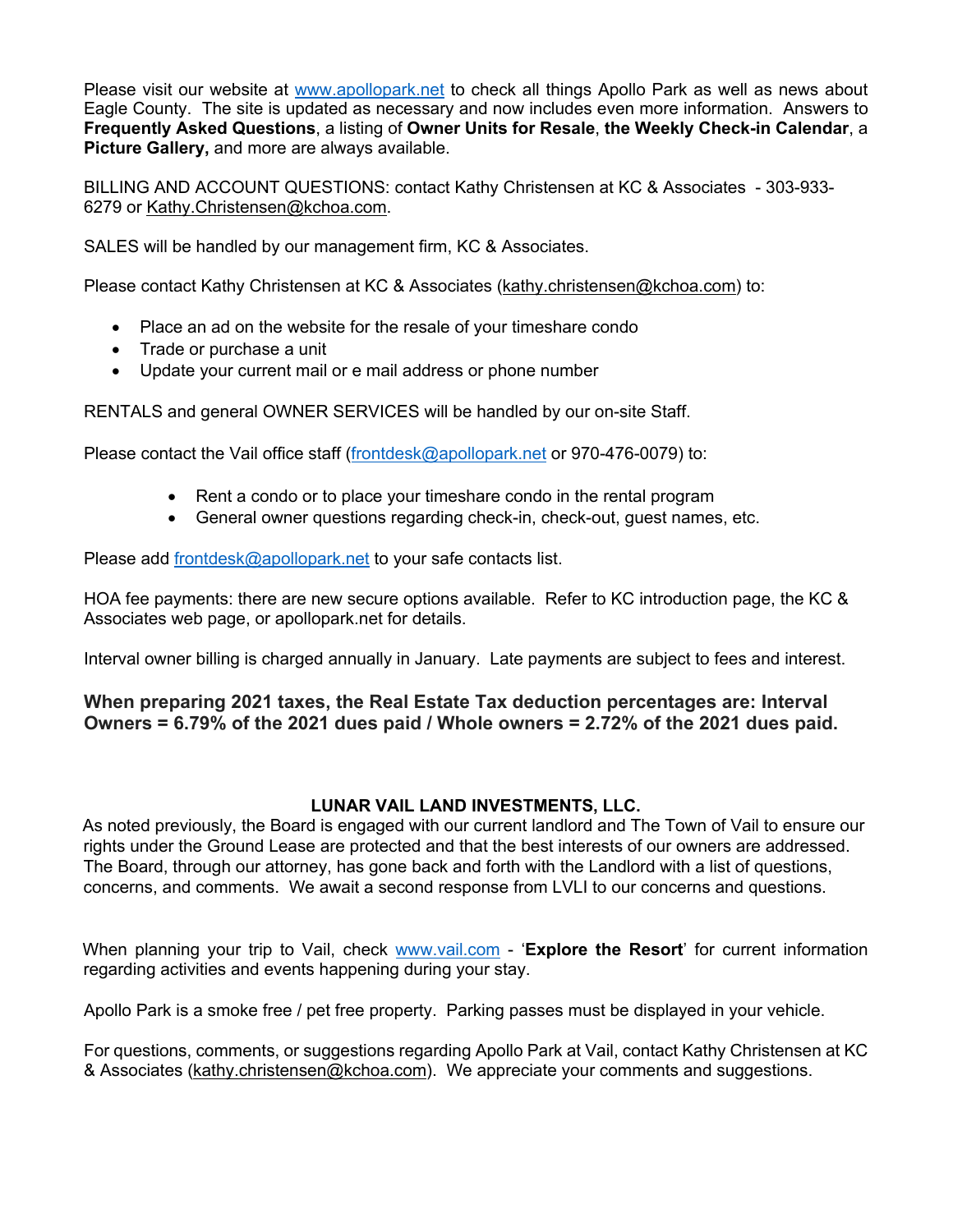Please visit our website at www.apollopark.net to check all things Apollo Park as well as news about Eagle County. The site is updated as necessary and now includes even more information. Answers to **Frequently Asked Questions**, a listing of **Owner Units for Resale**, **the Weekly Check-in Calendar**, a **Picture Gallery,** and more are always available.

BILLING AND ACCOUNT QUESTIONS: contact Kathy Christensen at KC & Associates - 303-933-6279 or Kathy.Christensen@kchoa.com.

SALES will be handled by our management firm, KC & Associates.

Please contact Kathy Christensen at KC & Associates (kathy.christensen@kchoa.com) to:

- Place an ad on the website for the resale of your timeshare condo
- Trade or purchase a unit
- Update your current mail or e mail address or phone number

RENTALS and general OWNER SERVICES will be handled by our on-site Staff.

Please contact the Vail office staff (frontdesk@apollopark.net or 970-476-0079) to:

- Rent a condo or to place your timeshare condo in the rental program
- General owner questions regarding check-in, check-out, guest names, etc.

Please add frontdesk@apollopark.net to your safe contacts list.

HOA fee payments: there are new secure options available. Refer to KC introduction page, the KC & Associates web page, or apollopark.net for details.

Interval owner billing is charged annually in January. Late payments are subject to fees and interest.

**When preparing 2021 taxes, the Real Estate Tax deduction percentages are: Interval Owners = 6.79% of the 2021 dues paid / Whole owners = 2.72% of the 2021 dues paid.**

### LUNAR VAIL LAND INVESTMENTS, LLC.

As noted previously, the Board is engaged with our current landlord and The Town of Vail to ensure our rights under the Ground Lease are protected and that the best interests of our owners are addressed. The Board, through our attorney, has gone back and forth with the Landlord with a list of questions, concerns, and comments. We await a second response from LVLI to our concerns and questions.

When planning your trip to Vail, check www.vail.com - '**Explore the Resort**' for current information regarding activities and events happening during your stay.

Apollo Park is a smoke free / pet free property. Parking passes must be displayed in your vehicle.

For questions, comments, or suggestions regarding Apollo Park at Vail, contact Kathy Christensen at KC & Associates (kathy.christensen@kchoa.com). We appreciate your comments and suggestions.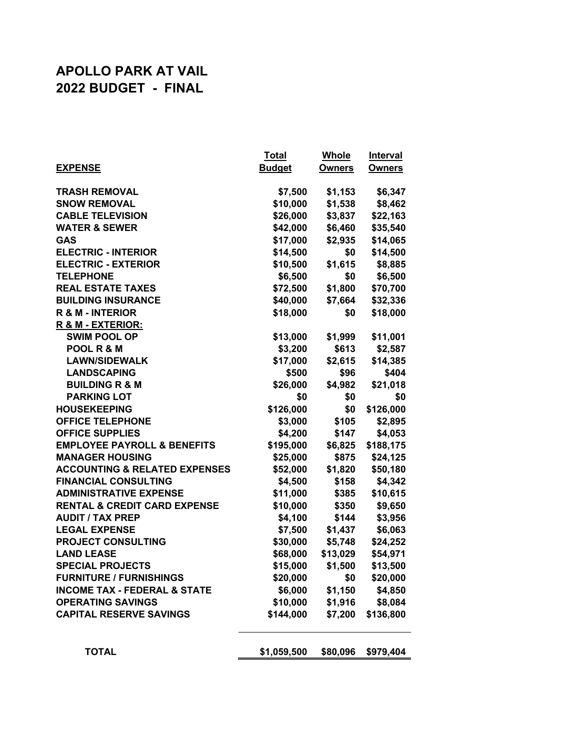# APOLLO PARK AT VAIL
# 2022 BUDGET - FINAL

| EXPENSE | Total Budget | Whole Owners | Interval Owners |
|---|---|---|---|
| **TRASH REMOVAL** | $7,500 | $1,153 | $6,347 |
| **SNOW REMOVAL** | $10,000 | $1,538 | $8,462 |
| **CABLE TELEVISION** | $26,000 | $3,837 | $22,163 |
| **WATER & SEWER** | $42,000 | $6,460 | $35,540 |
| **GAS** | $17,000 | $2,935 | $14,065 |
| **ELECTRIC - INTERIOR** | $14,500 | $0 | $14,500 |
| **ELECTRIC - EXTERIOR** | $10,500 | $1,615 | $8,885 |
| **TELEPHONE** | $6,500 | $0 | $6,500 |
| **REAL ESTATE TAXES** | $72,500 | $1,800 | $70,700 |
| **BUILDING INSURANCE** | $40,000 | $7,664 | $32,336 |
| **R & M - INTERIOR** | $18,000 | $0 | $18,000 |
| **R & M - EXTERIOR:** | | | |
| **SWIM POOL OP** | $13,000 | $1,999 | $11,001 |
| **POOL R & M** | $3,200 | $613 | $2,587 |
| **LAWN/SIDEWALK** | $17,000 | $2,615 | $14,385 |
| **LANDSCAPING** | $500 | $96 | $404 |
| **BUILDING R & M** | $26,000 | $4,982 | $21,018 |
| **PARKING LOT** | $0 | $0 | $0 |
| **HOUSEKEEPING** | $126,000 | $0 | $126,000 |
| **OFFICE TELEPHONE** | $3,000 | $105 | $2,895 |
| **OFFICE SUPPLIES** | $4,200 | $147 | $4,053 |
| **EMPLOYEE PAYROLL & BENEFITS** | $195,000 | $6,825 | $188,175 |
| **MANAGER HOUSING** | $25,000 | $875 | $24,125 |
| **ACCOUNTING & RELATED EXPENSES** | $52,000 | $1,820 | $50,180 |
| **FINANCIAL CONSULTING** | $4,500 | $158 | $4,342 |
| **ADMINISTRATIVE EXPENSE** | $11,000 | $385 | $10,615 |
| **RENTAL & CREDIT CARD EXPENSE** | $10,000 | $350 | $9,650 |
| **AUDIT / TAX PREP** | $4,100 | $144 | $3,956 |
| **LEGAL EXPENSE** | $7,500 | $1,437 | $6,063 |
| **PROJECT CONSULTING** | $30,000 | $5,748 | $24,252 |
| **LAND LEASE** | $68,000 | $13,029 | $54,971 |
| **SPECIAL PROJECTS** | $15,000 | $1,500 | $13,500 |
| **FURNITURE / FURNISHINGS** | $20,000 | $0 | $20,000 |
| **INCOME TAX - FEDERAL & STATE** | $6,000 | $1,150 | $4,850 |
| **OPERATING SAVINGS** | $10,000 | $1,916 | $8,084 |
| **CAPITAL RESERVE SAVINGS** | $144,000 | $7,200 | $136,800 |
| **TOTAL** | **$1,059,500** | **$80,096** | **$979,404** |